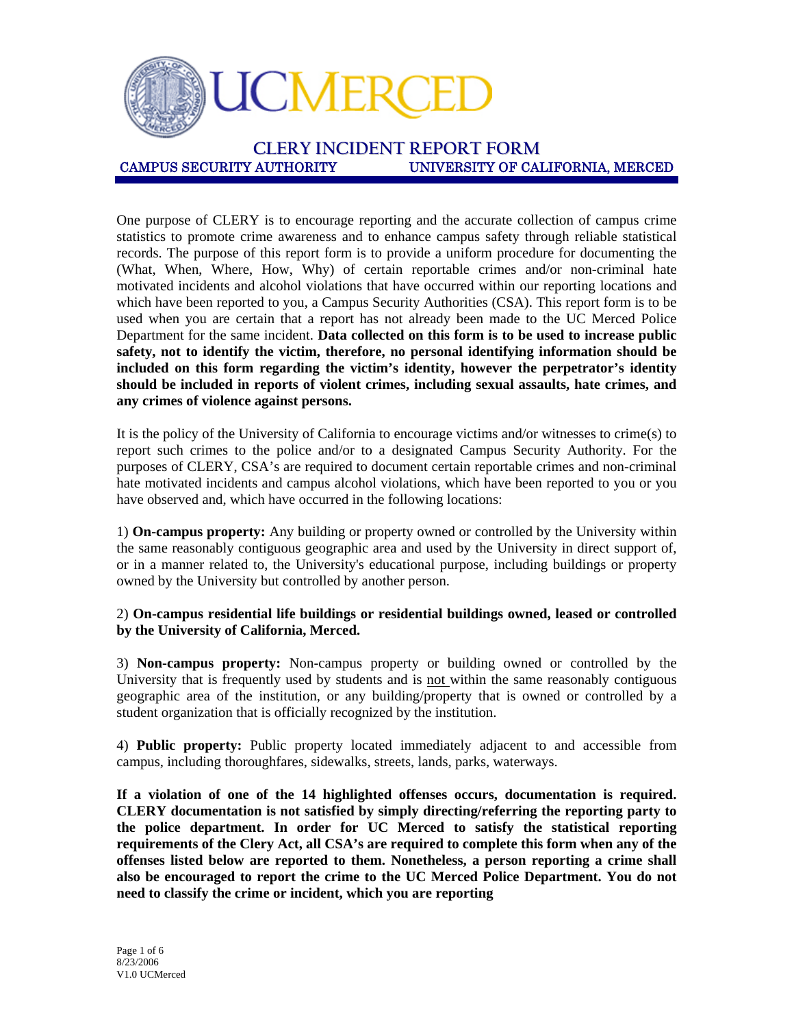# UCMERCED

## CLERY INCIDENT REPORT FORM

**CAMPUS SECURITY AUTHORITY** — **UNIVERSITY OF CALIFORNIA, MERCED**

One purpose of CLERY is to encourage reporting and the accurate collection of campus crime statistics to promote crime awareness and to enhance campus safety through reliable statistical records. The purpose of this report form is to provide a uniform procedure for documenting the (What, When, Where, How, Why) of certain reportable crimes and/or non-criminal hate motivated incidents and alcohol violations that have occurred within our reporting locations and which have been reported to you, a Campus Security Authorities (CSA). This report form is to be used when you are certain that a report has not already been made to the UC Merced Police Department for the same incident. **Data collected on this form is to be used to increase public safety, not to identify the victim, therefore, no personal identifying information should be included on this form regarding the victim's identity, however the perpetrator's identity should be included in reports of violent crimes, including sexual assaults, hate crimes, and any crimes of violence against persons.**

It is the policy of the University of California to encourage victims and/or witnesses to crime(s) to report such crimes to the police and/or to a designated Campus Security Authority. For the purposes of CLERY, CSA's are required to document certain reportable crimes and non-criminal hate motivated incidents and campus alcohol violations, which have been reported to you or you have observed and, which have occurred in the following locations:

1) **On-campus property:** Any building or property owned or controlled by the University within the same reasonably contiguous geographic area and used by the University in direct support of, or in a manner related to, the University's educational purpose, including buildings or property owned by the University but controlled by another person.

2) **On-campus residential life buildings or residential buildings owned, leased or controlled by the University of California, Merced.**

3) **Non-campus property:** Non-campus property or building owned or controlled by the University that is frequently used by students and is not within the same reasonably contiguous geographic area of the institution, or any building/property that is owned or controlled by a student organization that is officially recognized by the institution.

4) **Public property:** Public property located immediately adjacent to and accessible from campus, including thoroughfares, sidewalks, streets, lands, parks, waterways.

**If a violation of one of the 14 highlighted offenses occurs, documentation is required. CLERY documentation is not satisfied by simply directing/referring the reporting party to the police department. In order for UC Merced to satisfy the statistical reporting requirements of the Clery Act, all CSA's are required to complete this form when any of the offenses listed below are reported to them. Nonetheless, a person reporting a crime shall also be encouraged to report the crime to the UC Merced Police Department. You do not need to classify the crime or incident, which you are reporting**

8/23/2006
V1.0 UCMerced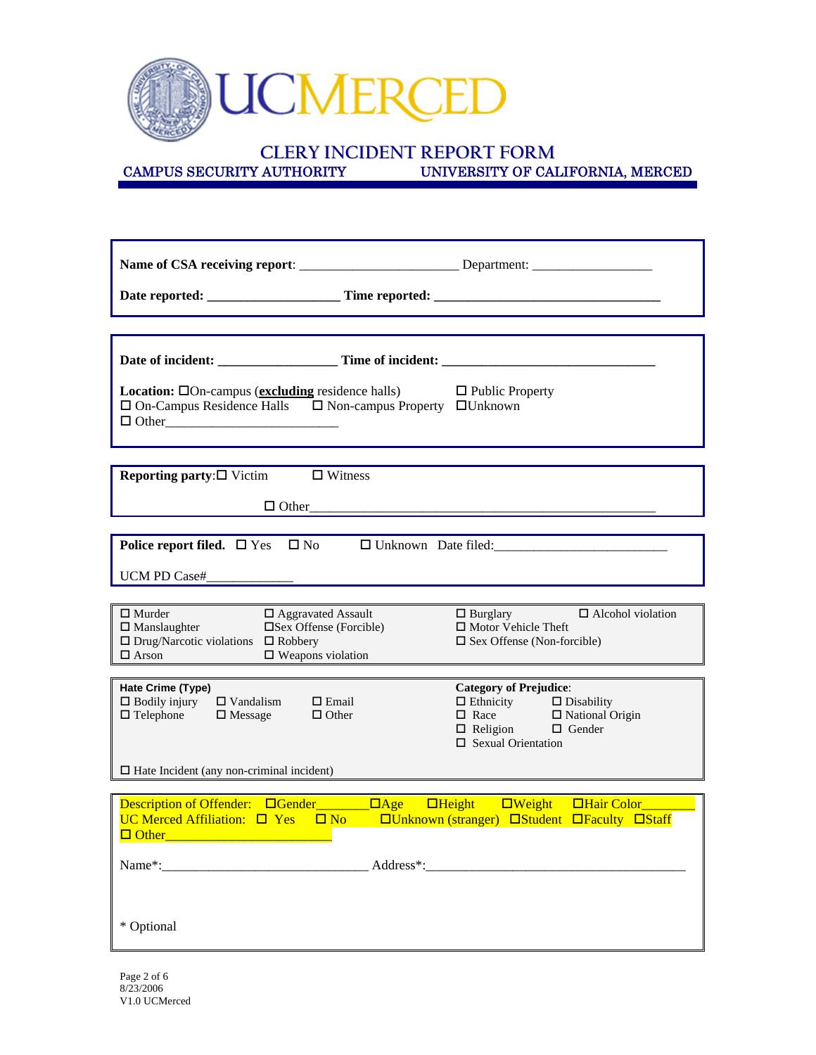# CLERY INCIDENT REPORT FORM

**CAMPUS SECURITY AUTHORITY** — **UNIVERSITY OF CALIFORNIA, MERCED**

---

**Name of CSA receiving report**: _______________________ Department: __________________

**Date reported:** ___________________ **Time reported:** _________________________________

---

**Date of incident:** _________________ **Time of incident:** _______________________________

**Location:** ☐On-campus (**excluding** residence halls) ☐ Public Property
☐ On-Campus Residence Halls ☐ Non-campus Property ☐Unknown
☐ Other_________________________

---

**Reporting party**: ☐ Victim ☐ Witness

☐ Other_______________________________________________________

---

**Police report filed.** ☐ Yes ☐ No ☐ Unknown Date filed:__________________________

UCM PD Case#_____________

---

| | | | |
|---|---|---|---|
| ☐ Murder | ☐ Aggravated Assault | ☐ Burglary | ☐ Alcohol violation |
| ☐ Manslaughter | ☐Sex Offense (Forcible) | ☐ Motor Vehicle Theft | |
| ☐ Drug/Narcotic violations | ☐ Robbery | ☐ Sex Offense (Non-forcible) | |
| ☐ Arson | ☐ Weapons violation | | |

---

**Hate Crime (Type)**
☐ Bodily injury ☐ Vandalism ☐ Email
☐ Telephone ☐ Message ☐ Other

**Category of Prejudice**:
☐ Ethnicity ☐ Disability
☐ Race ☐ National Origin
☐ Religion ☐ Gender
☐ Sexual Orientation

☐ Hate Incident (any non-criminal incident)

---

Description of Offender: ☐Gender_______ ☐Age ☐Height ☐Weight ☐Hair Color________
UC Merced Affiliation: ☐ Yes ☐ No ☐Unknown (stranger) ☐Student ☐Faculty ☐Staff
☐ Other_________________________

Name*:______________________________ Address*:_______________________________________

\* Optional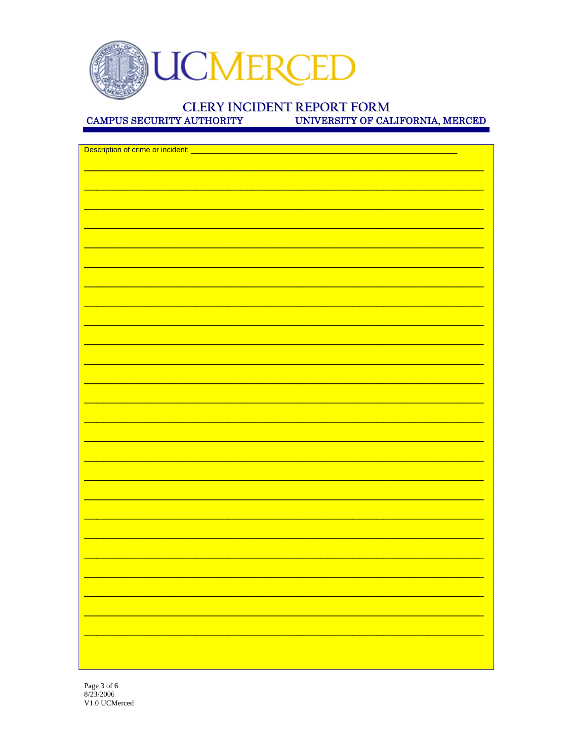# CLERY INCIDENT REPORT FORM

**CAMPUS SECURITY AUTHORITY** — **UNIVERSITY OF CALIFORNIA, MERCED**

Description of crime or incident: ______________________________________________________________

______________________________________________________________________________

______________________________________________________________________________

______________________________________________________________________________

______________________________________________________________________________

______________________________________________________________________________

______________________________________________________________________________

______________________________________________________________________________

______________________________________________________________________________

______________________________________________________________________________

______________________________________________________________________________

______________________________________________________________________________

______________________________________________________________________________

______________________________________________________________________________

______________________________________________________________________________

______________________________________________________________________________

______________________________________________________________________________

______________________________________________________________________________

______________________________________________________________________________

______________________________________________________________________________

______________________________________________________________________________

______________________________________________________________________________

______________________________________________________________________________

______________________________________________________________________________

______________________________________________________________________________

8/23/2006
V1.0 UCMerced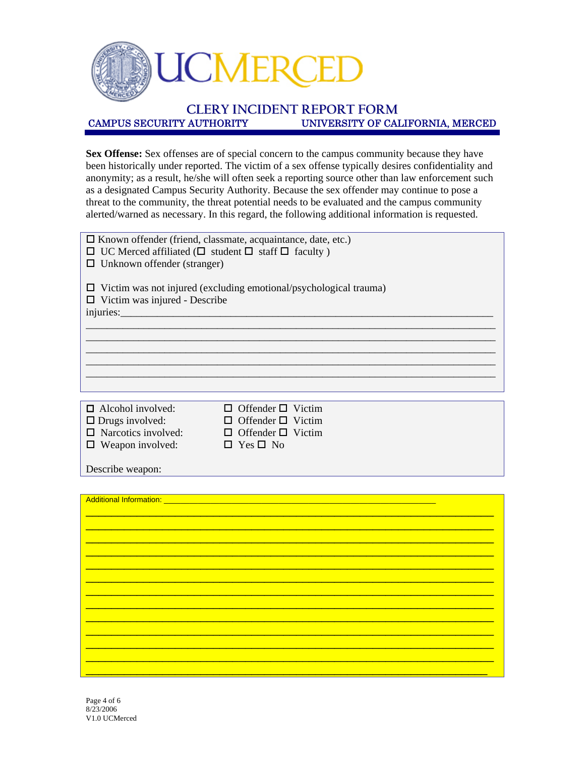# CLERY INCIDENT REPORT FORM

**CAMPUS SECURITY AUTHORITY** **UNIVERSITY OF CALIFORNIA, MERCED**

**Sex Offense:** Sex offenses are of special concern to the campus community because they have been historically under reported. The victim of a sex offense typically desires confidentiality and anonymity; as a result, he/she will often seek a reporting source other than law enforcement such as a designated Campus Security Authority. Because the sex offender may continue to pose a threat to the community, the threat potential needs to be evaluated and the campus community alerted/warned as necessary. In this regard, the following additional information is requested.

☐ Known offender (friend, classmate, acquaintance, date, etc.)
☐ UC Merced affiliated (☐ student ☐ staff ☐ faculty )
☐ Unknown offender (stranger)

☐ Victim was not injured (excluding emotional/psychological trauma)
☐ Victim was injured - Describe
injuries:___________________________________________________________________________
______________________________________________________________________________
______________________________________________________________________________
______________________________________________________________________________
______________________________________________________________________________
______________________________________________________________________________

☐ Alcohol involved: ☐ Offender ☐ Victim
☐ Drugs involved: ☐ Offender ☐ Victim
☐ Narcotics involved: ☐ Offender ☐ Victim
☐ Weapon involved: ☐ Yes ☐ No

Describe weapon:

Additional Information: ______________________________________________________________
______________________________________________________________________________
______________________________________________________________________________
______________________________________________________________________________
______________________________________________________________________________
______________________________________________________________________________
______________________________________________________________________________
______________________________________________________________________________
______________________________________________________________________________
______________________________________________________________________________
______________________________________________________________________________
______________________________________________________________________________
______________________________________________________________________________
______________________________________________________________________________

8/23/2006
V1.0 UCMerced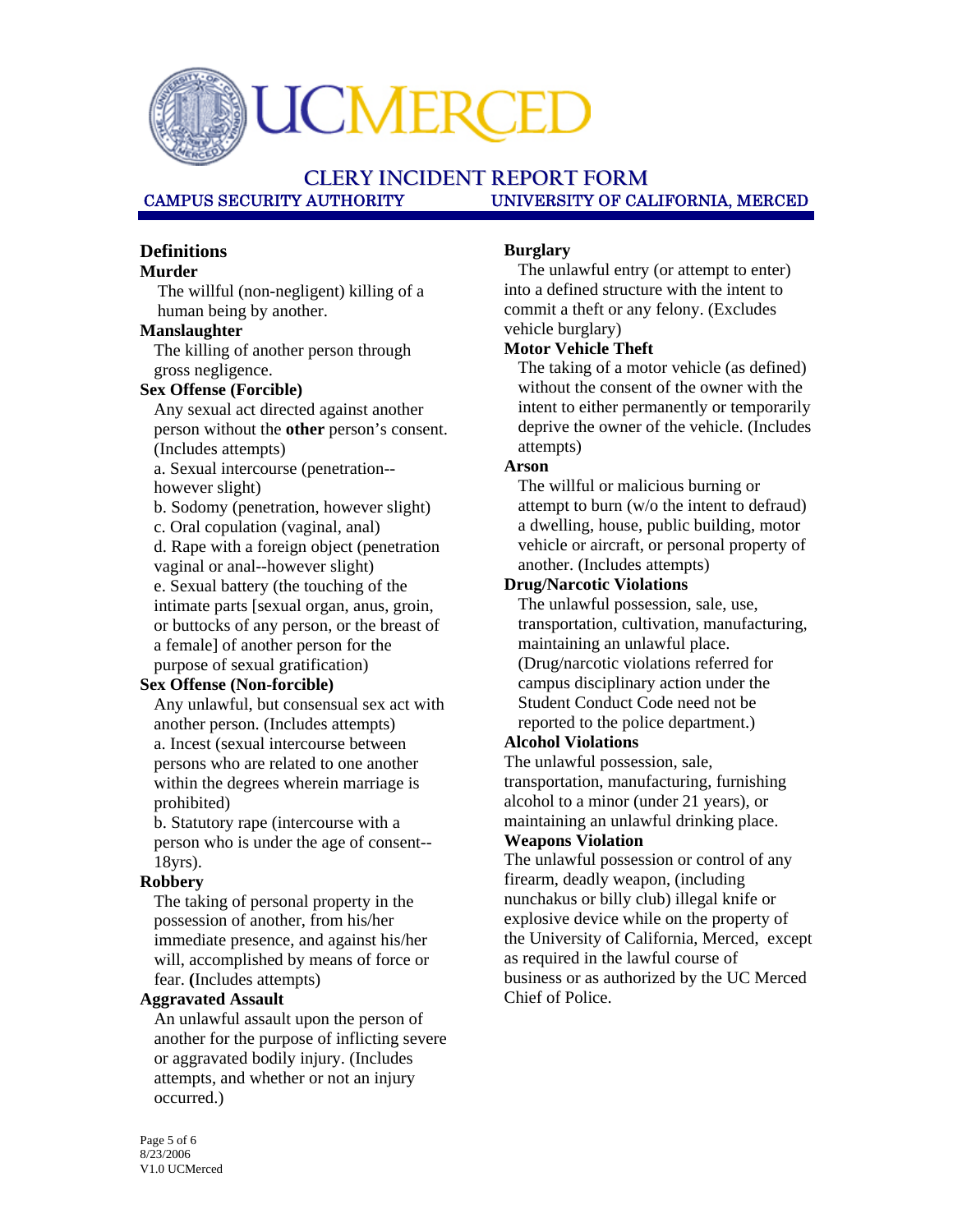# CLERY INCIDENT REPORT FORM

CAMPUS SECURITY AUTHORITY — UNIVERSITY OF CALIFORNIA, MERCED

## Definitions

**Murder**

The willful (non-negligent) killing of a human being by another.

**Manslaughter**

The killing of another person through gross negligence.

**Sex Offense (Forcible)**

Any sexual act directed against another person without the **other** person's consent. (Includes attempts)

a. Sexual intercourse (penetration--however slight)

b. Sodomy (penetration, however slight)

c. Oral copulation (vaginal, anal)

d. Rape with a foreign object (penetration vaginal or anal--however slight)

e. Sexual battery (the touching of the intimate parts [sexual organ, anus, groin, or buttocks of any person, or the breast of a female] of another person for the purpose of sexual gratification)

**Sex Offense (Non-forcible)**

Any unlawful, but consensual sex act with another person. (Includes attempts)

a. Incest (sexual intercourse between persons who are related to one another within the degrees wherein marriage is prohibited)

b. Statutory rape (intercourse with a person who is under the age of consent--18yrs).

**Robbery**

The taking of personal property in the possession of another, from his/her immediate presence, and against his/her will, accomplished by means of force or fear. **(**Includes attempts)

**Aggravated Assault**

An unlawful assault upon the person of another for the purpose of inflicting severe or aggravated bodily injury. (Includes attempts, and whether or not an injury occurred.)

**Burglary**

The unlawful entry (or attempt to enter) into a defined structure with the intent to commit a theft or any felony. (Excludes vehicle burglary)

**Motor Vehicle Theft**

The taking of a motor vehicle (as defined) without the consent of the owner with the intent to either permanently or temporarily deprive the owner of the vehicle. (Includes attempts)

**Arson**

The willful or malicious burning or attempt to burn (w/o the intent to defraud) a dwelling, house, public building, motor vehicle or aircraft, or personal property of another. (Includes attempts)

**Drug/Narcotic Violations**

The unlawful possession, sale, use, transportation, cultivation, manufacturing, maintaining an unlawful place. (Drug/narcotic violations referred for campus disciplinary action under the Student Conduct Code need not be reported to the police department.)

**Alcohol Violations**

The unlawful possession, sale, transportation, manufacturing, furnishing alcohol to a minor (under 21 years), or maintaining an unlawful drinking place.

**Weapons Violation**

The unlawful possession or control of any firearm, deadly weapon, (including nunchakus or billy club) illegal knife or explosive device while on the property of the University of California, Merced, except as required in the lawful course of business or as authorized by the UC Merced Chief of Police.

8/23/2006

V1.0 UCMerced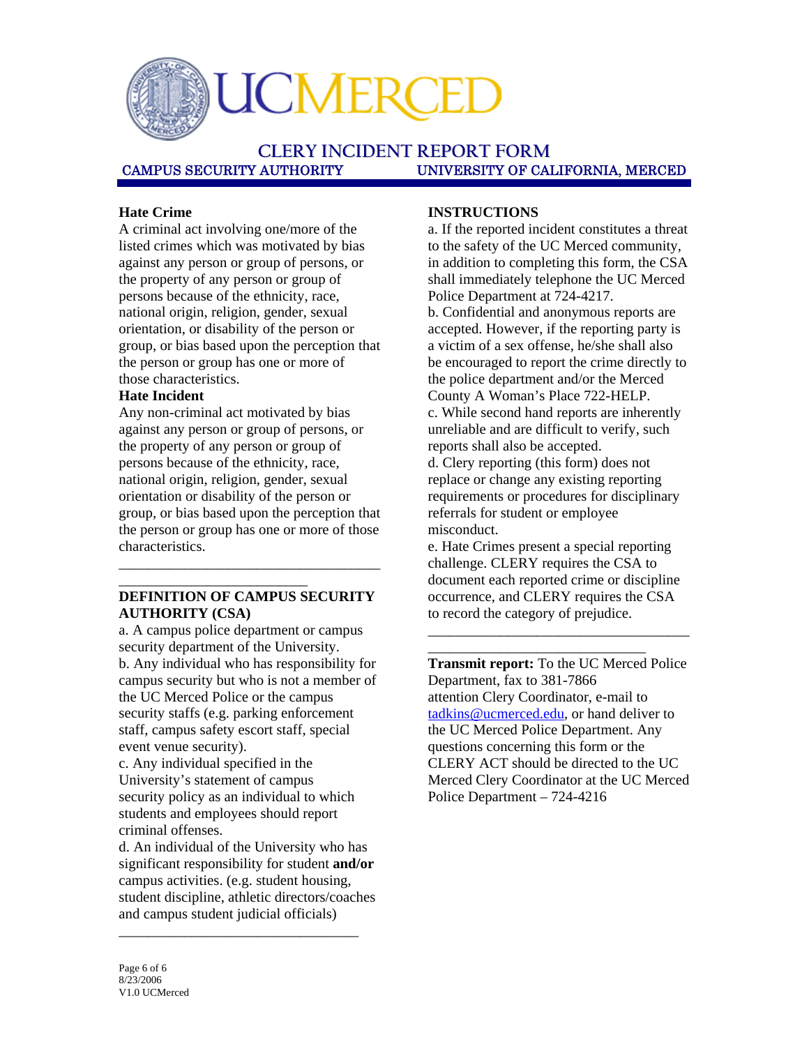# CLERY INCIDENT REPORT FORM

**CAMPUS SECURITY AUTHORITY** **UNIVERSITY OF CALIFORNIA, MERCED**

**Hate Crime**

A criminal act involving one/more of the listed crimes which was motivated by bias against any person or group of persons, or the property of any person or group of persons because of the ethnicity, race, national origin, religion, gender, sexual orientation, or disability of the person or group, or bias based upon the perception that the person or group has one or more of those characteristics.

**Hate Incident**

Any non-criminal act motivated by bias against any person or group of persons, or the property of any person or group of persons because of the ethnicity, race, national origin, religion, gender, sexual orientation or disability of the person or group, or bias based upon the perception that the person or group has one or more of those characteristics.

---

**DEFINITION OF CAMPUS SECURITY AUTHORITY (CSA)**

a. A campus police department or campus security department of the University.

b. Any individual who has responsibility for campus security but who is not a member of the UC Merced Police or the campus security staffs (e.g. parking enforcement staff, campus safety escort staff, special event venue security).

c. Any individual specified in the University's statement of campus security policy as an individual to which students and employees should report criminal offenses.

d. An individual of the University who has significant responsibility for student **and/or** campus activities. (e.g. student housing, student discipline, athletic directors/coaches and campus student judicial officials)

---

**INSTRUCTIONS**

a. If the reported incident constitutes a threat to the safety of the UC Merced community, in addition to completing this form, the CSA shall immediately telephone the UC Merced Police Department at 724-4217.

b. Confidential and anonymous reports are accepted. However, if the reporting party is a victim of a sex offense, he/she shall also be encouraged to report the crime directly to the police department and/or the Merced County A Woman's Place 722-HELP.

c. While second hand reports are inherently unreliable and are difficult to verify, such reports shall also be accepted.

d. Clery reporting (this form) does not replace or change any existing reporting requirements or procedures for disciplinary referrals for student or employee misconduct.

e. Hate Crimes present a special reporting challenge. CLERY requires the CSA to document each reported crime or discipline occurrence, and CLERY requires the CSA to record the category of prejudice.

---

**Transmit report:** To the UC Merced Police Department, fax to 381-7866 attention Clery Coordinator, e-mail to tadkins@ucmerced.edu, or hand deliver to the UC Merced Police Department. Any questions concerning this form or the CLERY ACT should be directed to the UC Merced Clery Coordinator at the UC Merced Police Department – 724-4216

8/23/2006
V1.0 UCMerced